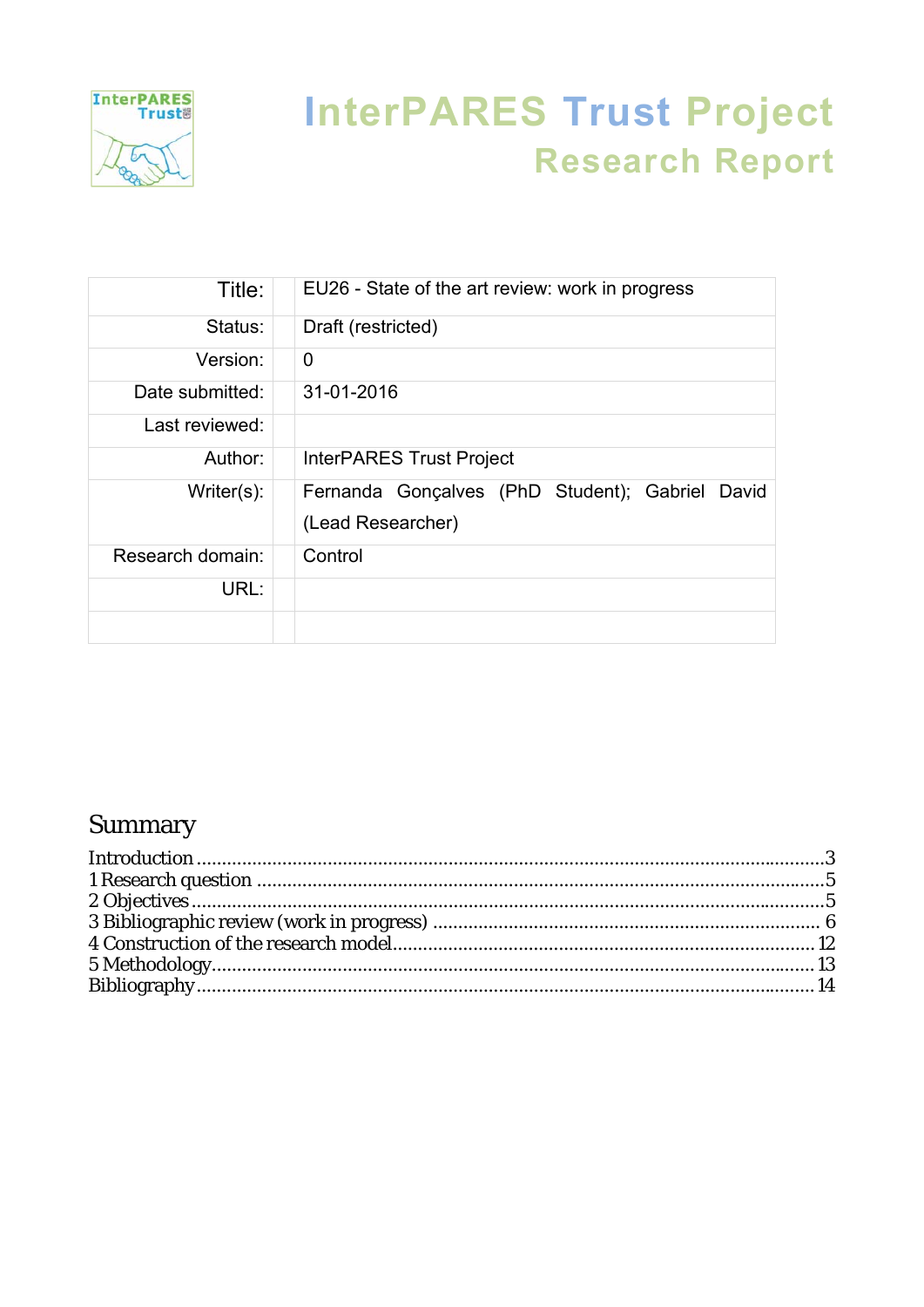# InterPARES Trust Project

## Research Report

| Title: | | EU26 - State of the art review: work in progress |
|---|---|---|
| Status: | | Draft (restricted) |
| Version: | | 0 |
| Date submitted: | | 31-01-2016 |
| Last reviewed: | | |
| Author: | | InterPARES Trust Project |
| Writer(s): | | Fernanda Gonçalves (PhD Student); Gabriel David (Lead Researcher) |
| Research domain: | | Control |
| URL: | | |
| | | |

## Summary

Introduction ....................................................................................................3
1 Research question ........................................................................................5
2 Objectives ......................................................................................................5
3 Bibliographic review (work in progress) ...................................................... 6
4 Construction of the research model............................................................ 12
5 Methodology................................................................................................. 13
Bibliography...................................................................................................... 14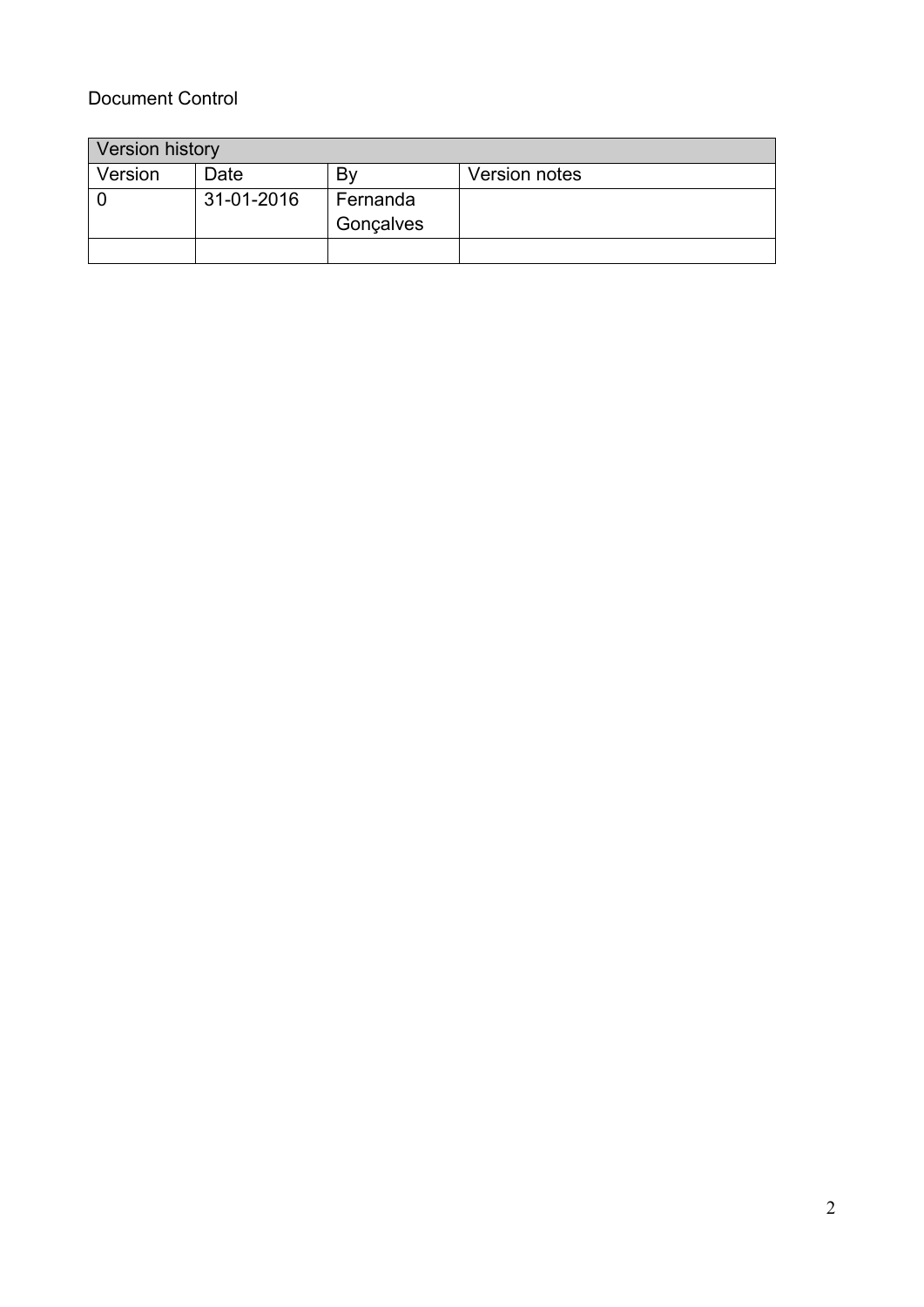Document Control

| Version history | | | |
|---|---|---|---|
| Version | Date | By | Version notes |
| 0 | 31-01-2016 | Fernanda Gonçalves | |
| | | | |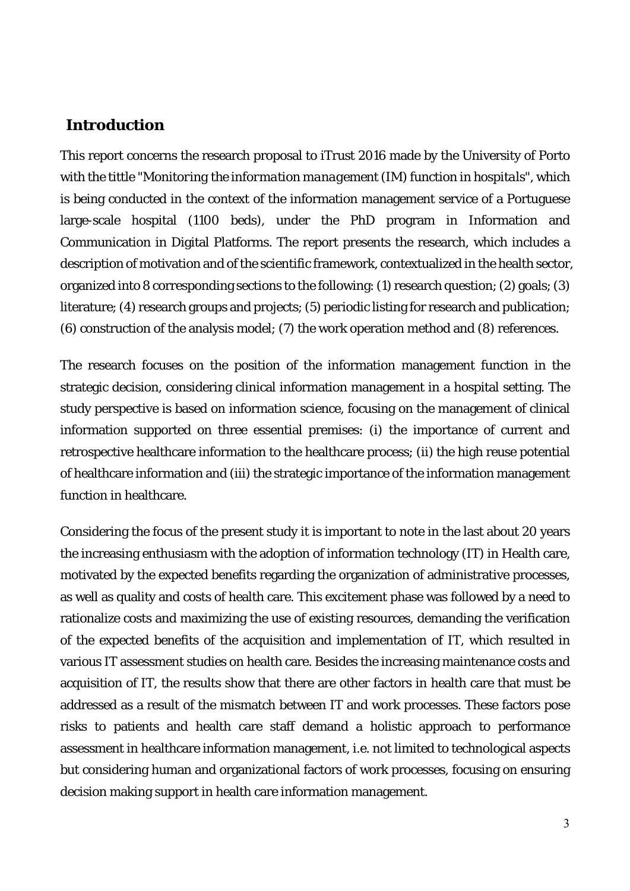## Introduction

This report concerns the research proposal to iTrust 2016 made by the University of Porto with the tittle "Monitoring *the information management* (IM) function in hospitals", which is being conducted in the context of the information management service of a Portuguese large-scale hospital (1100 beds), under the PhD program in Information and Communication in Digital Platforms. The report presents the research, which includes a description of motivation and of the scientific framework, contextualized in the health sector, organized into 8 corresponding sections to the following: (1) research question; (2) goals; (3) literature; (4) research groups and projects; (5) periodic listing for research and publication; (6) construction of the analysis model; (7) the work operation method and (8) references.

The research focuses on the position of the information management function in the strategic decision, considering clinical information management in a hospital setting. The study perspective is based on information science, focusing on the management of clinical information supported on three essential premises: (i) the importance of current and retrospective healthcare information to the healthcare process; (ii) the high reuse potential of healthcare information and (iii) the strategic importance of the information management function in healthcare.

Considering the focus of the present study it is important to note in the last about 20 years the increasing enthusiasm with the adoption of information technology (IT) in Health care, motivated by the expected benefits regarding the organization of administrative processes, as well as quality and costs of health care. This excitement phase was followed by a need to rationalize costs and maximizing the use of existing resources, demanding the verification of the expected benefits of the acquisition and implementation of IT, which resulted in various IT assessment studies on health care. Besides the increasing maintenance costs and acquisition of IT, the results show that there are other factors in health care that must be addressed as a result of the mismatch between IT and work processes. These factors pose risks to patients and health care staff demand a holistic approach to performance assessment in healthcare information management, i.e. not limited to technological aspects but considering human and organizational factors of work processes, focusing on ensuring decision making support in health care information management.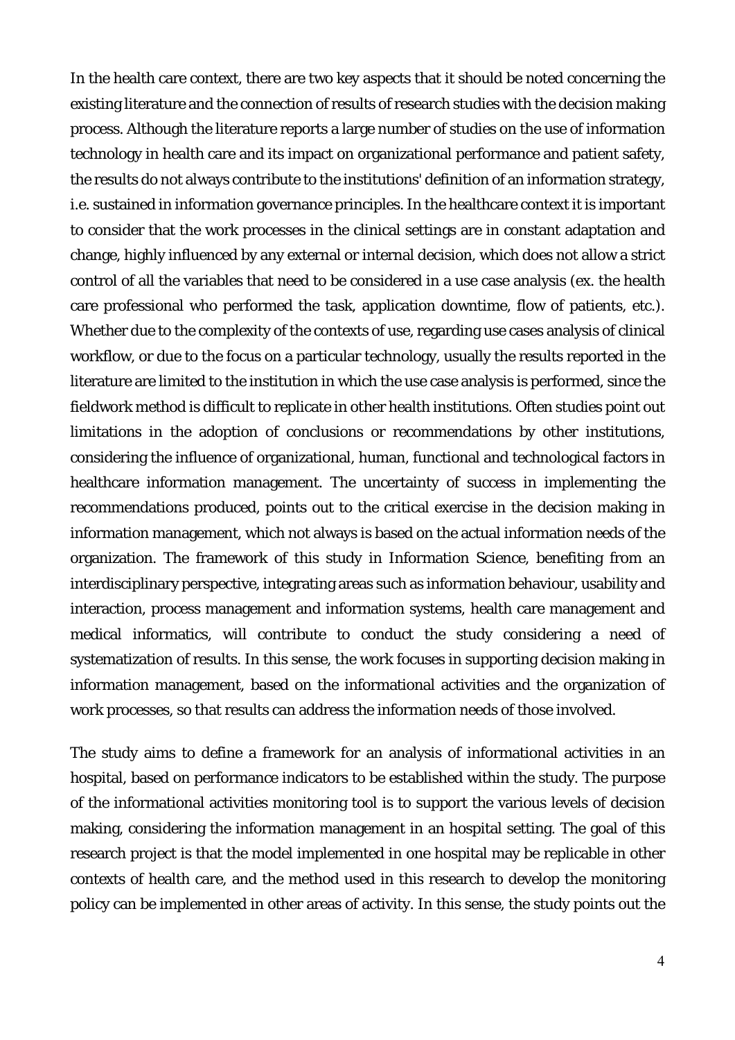In the health care context, there are two key aspects that it should be noted concerning the existing literature and the connection of results of research studies with the decision making process. Although the literature reports a large number of studies on the use of information technology in health care and its impact on organizational performance and patient safety, the results do not always contribute to the institutions' definition of an information strategy, i.e. sustained in information governance principles. In the healthcare context it is important to consider that the work processes in the clinical settings are in constant adaptation and change, highly influenced by any external or internal decision, which does not allow a strict control of all the variables that need to be considered in a use case analysis (ex. the health care professional who performed the task, application downtime, flow of patients, etc.). Whether due to the complexity of the contexts of use, regarding use cases analysis of clinical workflow, or due to the focus on a particular technology, usually the results reported in the literature are limited to the institution in which the use case analysis is performed, since the fieldwork method is difficult to replicate in other health institutions. Often studies point out limitations in the adoption of conclusions or recommendations by other institutions, considering the influence of organizational, human, functional and technological factors in healthcare information management. The uncertainty of success in implementing the recommendations produced, points out to the critical exercise in the decision making in information management, which not always is based on the actual information needs of the organization. The framework of this study in Information Science, benefiting from an interdisciplinary perspective, integrating areas such as information behaviour, usability and interaction, process management and information systems, health care management and medical informatics, will contribute to conduct the study considering a need of systematization of results. In this sense, the work focuses in supporting decision making in information management, based on the informational activities and the organization of work processes, so that results can address the information needs of those involved.

The study aims to define a framework for an analysis of informational activities in an hospital, based on performance indicators to be established within the study. The purpose of the informational activities monitoring tool is to support the various levels of decision making, considering the information management in an hospital setting. The goal of this research project is that the model implemented in one hospital may be replicable in other contexts of health care, and the method used in this research to develop the monitoring policy can be implemented in other areas of activity. In this sense, the study points out the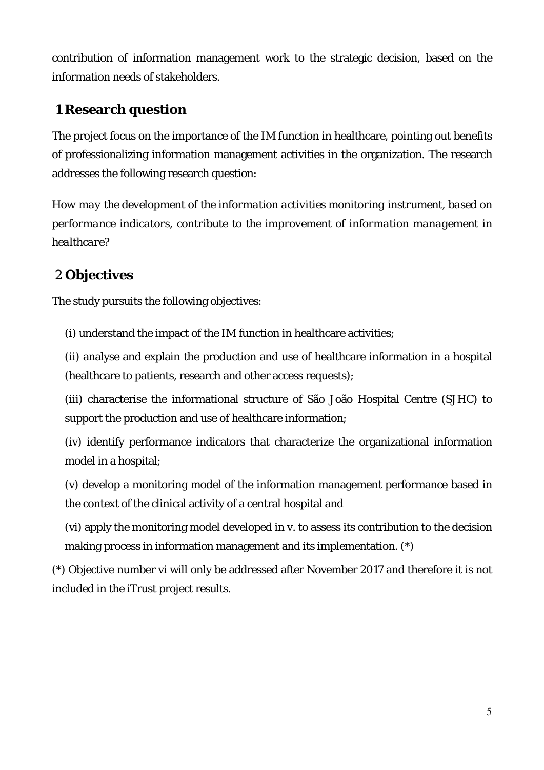contribution of information management work to the strategic decision, based on the information needs of stakeholders.

## 1 Research question

The project focus on the importance of the IM function in healthcare, pointing out benefits of professionalizing information management activities in the organization. The research addresses the following research question:

*How may the development of the information activities monitoring instrument, based on performance indicators, contribute to the improvement of information management in healthcare?*

## 2 Objectives

The study pursuits the following objectives:

(i) understand the impact of the IM function in healthcare activities;

(ii) analyse and explain the production and use of healthcare information in a hospital (healthcare to patients, research and other access requests);

(iii) characterise the informational structure of São João Hospital Centre (SJHC) to support the production and use of healthcare information;

(iv) identify performance indicators that characterize the organizational information model in a hospital;

(v) develop a monitoring model of the information management performance based in the context of the clinical activity of a central hospital and

(vi) apply the monitoring model developed in v. to assess its contribution to the decision making process in information management and its implementation. (*)

(*) Objective number vi will only be addressed after November 2017 and therefore it is not included in the iTrust project results.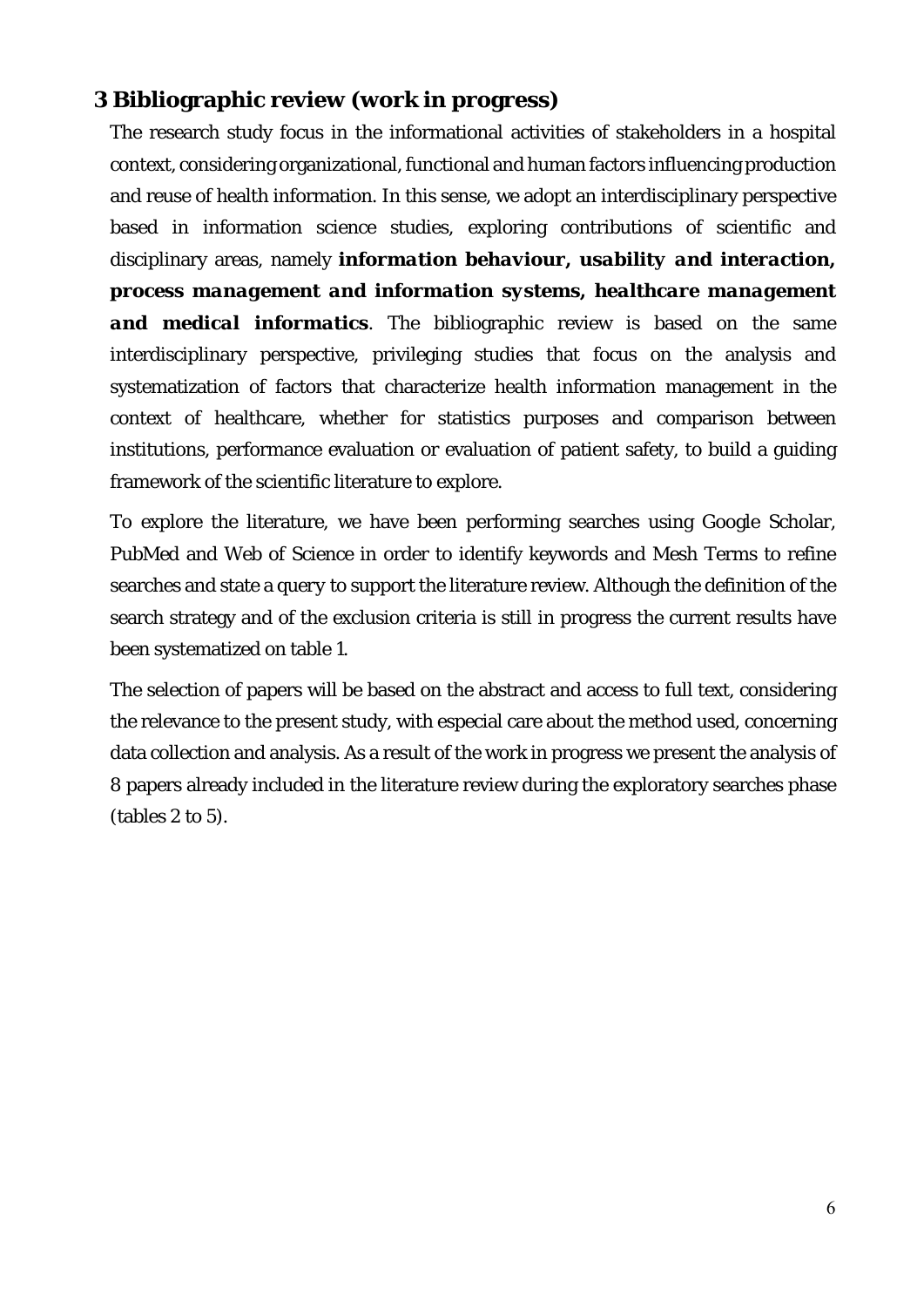## 3 Bibliographic review (work in progress)

The research study focus in the informational activities of stakeholders in a hospital context, considering organizational, functional and human factors influencing production and reuse of health information. In this sense, we adopt an interdisciplinary perspective based in information science studies, exploring contributions of scientific and disciplinary areas, namely ***information behaviour, usability and interaction, process management and information systems, healthcare management and medical informatics***. The bibliographic review is based on the same interdisciplinary perspective, privileging studies that focus on the analysis and systematization of factors that characterize health information management in the context of healthcare, whether for statistics purposes and comparison between institutions, performance evaluation or evaluation of patient safety, to build a guiding framework of the scientific literature to explore.

To explore the literature, we have been performing searches using Google Scholar, PubMed and Web of Science in order to identify keywords and Mesh Terms to refine searches and state a query to support the literature review. Although the definition of the search strategy and of the exclusion criteria is still in progress the current results have been systematized on table 1.

The selection of papers will be based on the abstract and access to full text, considering the relevance to the present study, with especial care about the method used, concerning data collection and analysis. As a result of the work in progress we present the analysis of 8 papers already included in the literature review during the exploratory searches phase (tables 2 to 5).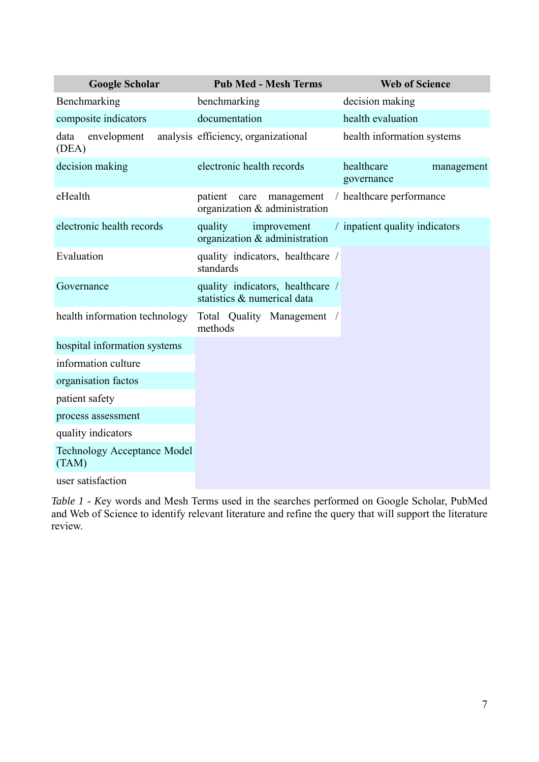| Google Scholar | Pub Med - Mesh Terms | Web of Science |
|---|---|---|
| Benchmarking | benchmarking | decision making |
| composite indicators | documentation | health evaluation |
| data envelopment analysis (DEA) | efficiency, organizational | health information systems |
| decision making | electronic health records | healthcare management governance |
| eHealth | patient care management / organization & administration | healthcare performance |
| electronic health records | quality improvement / organization & administration | inpatient quality indicators |
| Evaluation | quality indicators, healthcare / standards | |
| Governance | quality indicators, healthcare / statistics & numerical data | |
| health information technology | Total Quality Management / methods | |
| hospital information systems | | |
| information culture | | |
| organisation factos | | |
| patient safety | | |
| process assessment | | |
| quality indicators | | |
| Technology Acceptance Model (TAM) | | |
| user satisfaction | | |

*Table 1 - K*ey words and Mesh Terms used in the searches performed on Google Scholar, PubMed and Web of Science to identify relevant literature and refine the query that will support the literature review.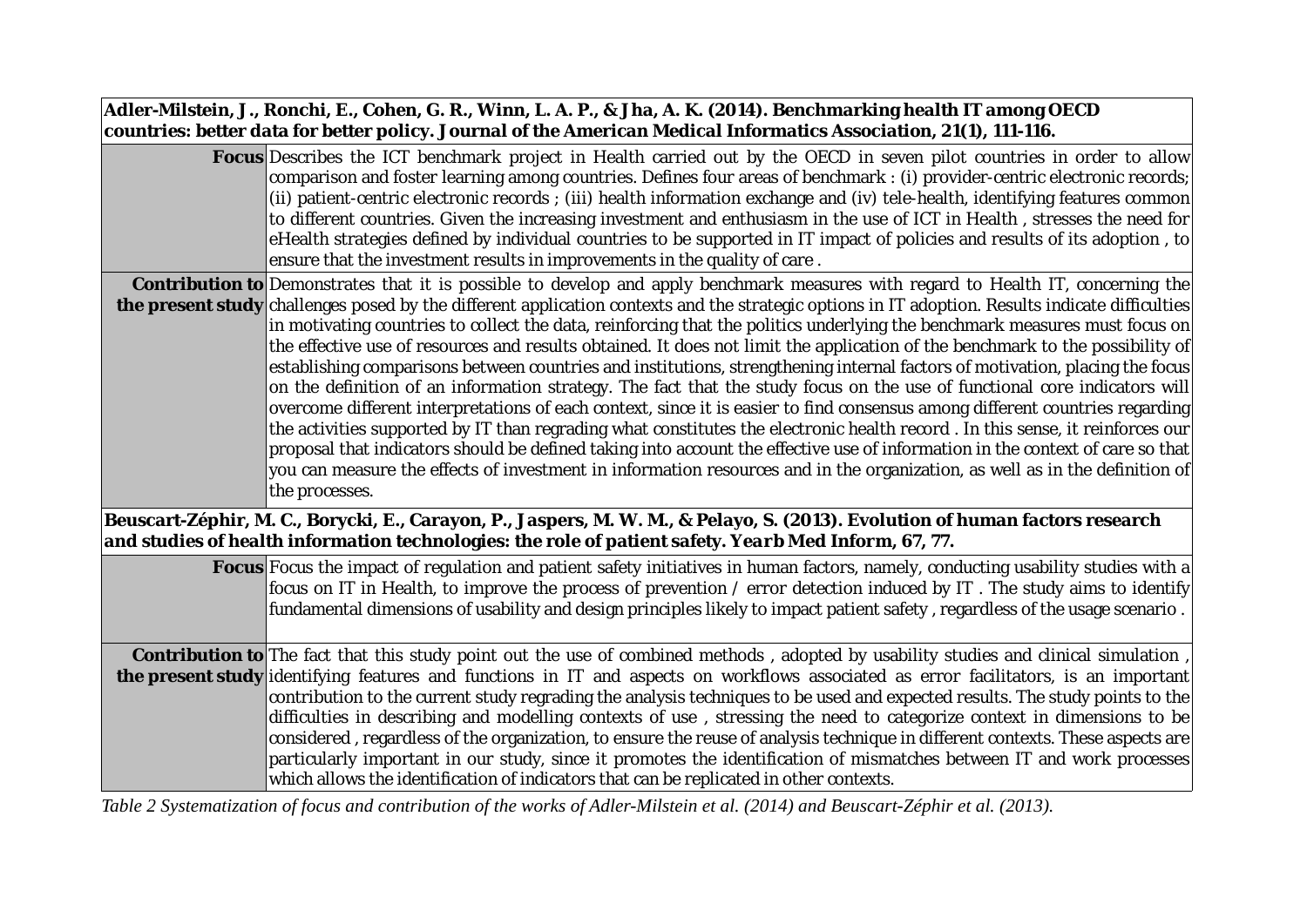| **Adler-Milstein, J., Ronchi, E., Cohen, G. R., Winn, L. A. P., & Jha, A. K. (2014). Benchmarking health IT among OECD countries: better data for better policy. Journal of the American Medical Informatics Association, 21(1), 111-116.** | |
|---|---|
| **Focus** | Describes the ICT benchmark project in Health carried out by the OECD in seven pilot countries in order to allow comparison and foster learning among countries. Defines four areas of benchmark : (i) provider-centric electronic records; (ii) patient-centric electronic records ; (iii) health information exchange and (iv) tele-health, identifying features common to different countries. Given the increasing investment and enthusiasm in the use of ICT in Health , stresses the need for eHealth strategies defined by individual countries to be supported in IT impact of policies and results of its adoption , to ensure that the investment results in improvements in the quality of care . |
| **Contribution to the present study** | Demonstrates that it is possible to develop and apply benchmark measures with regard to Health IT, concerning the challenges posed by the different application contexts and the strategic options in IT adoption. Results indicate difficulties in motivating countries to collect the data, reinforcing that the politics underlying the benchmark measures must focus on the effective use of resources and results obtained. It does not limit the application of the benchmark to the possibility of establishing comparisons between countries and institutions, strengthening internal factors of motivation, placing the focus on the definition of an information strategy. The fact that the study focus on the use of functional core indicators will overcome different interpretations of each context, since it is easier to find consensus among different countries regarding the activities supported by IT than regrading what constitutes the electronic health record . In this sense, it reinforces our proposal that indicators should be defined taking into account the effective use of information in the context of care so that you can measure the effects of investment in information resources and in the organization, as well as in the definition of the processes. |
| **Beuscart-Zéphir, M. C., Borycki, E., Carayon, P., Jaspers, M. W. M., & Pelayo, S. (2013). Evolution of human factors research and studies of health information technologies: the role of patient safety. *Yearb Med Inform*, 67, 77.** | |
| **Focus** | Focus the impact of regulation and patient safety initiatives in human factors, namely, conducting usability studies with a focus on IT in Health, to improve the process of prevention / error detection induced by IT . The study aims to identify fundamental dimensions of usability and design principles likely to impact patient safety , regardless of the usage scenario . |
| **Contribution to the present study** | The fact that this study point out the use of combined methods , adopted by usability studies and clinical simulation , identifying features and functions in IT and aspects on workflows associated as error facilitators, is an important contribution to the current study regrading the analysis techniques to be used and expected results. The study points to the difficulties in describing and modelling contexts of use , stressing the need to categorize context in dimensions to be considered , regardless of the organization, to ensure the reuse of analysis technique in different contexts. These aspects are particularly important in our study, since it promotes the identification of mismatches between IT and work processes which allows the identification of indicators that can be replicated in other contexts. |

*Table 2 Systematization of focus and contribution of the works of Adler-Milstein et al. (2014) and Beuscart-Zéphir et al. (2013).*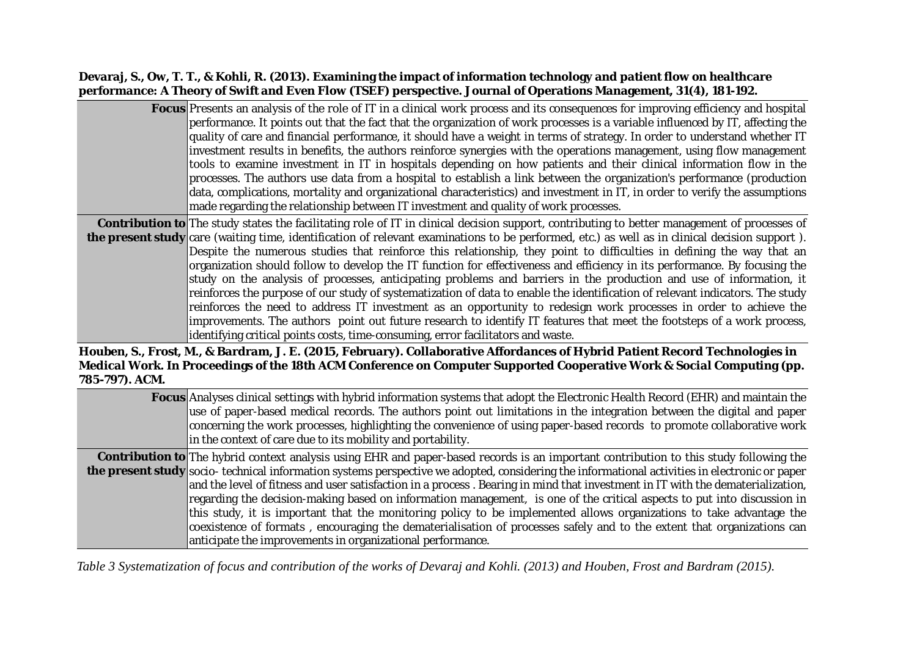**Devaraj, S., Ow, T. T., & Kohli, R. (2013). Examining the impact of information technology and patient flow on healthcare performance: A Theory of Swift and Even Flow (TSEF) perspective. Journal of Operations Management, 31(4), 181-192.**

| | |
|---|---|
| **Focus** | Presents an analysis of the role of IT in a clinical work process and its consequences for improving efficiency and hospital performance. It points out that the fact that the organization of work processes is a variable influenced by IT, affecting the quality of care and financial performance, it should have a weight in terms of strategy. In order to understand whether IT investment results in benefits, the authors reinforce synergies with the operations management, using flow management tools to examine investment in IT in hospitals depending on how patients and their clinical information flow in the processes. The authors use data from a hospital to establish a link between the organization's performance (production data, complications, mortality and organizational characteristics) and investment in IT, in order to verify the assumptions made regarding the relationship between IT investment and quality of work processes. |
| **Contribution to the present study** | The study states the facilitating role of IT in clinical decision support, contributing to better management of processes of care (waiting time, identification of relevant examinations to be performed, etc.) as well as in clinical decision support ). Despite the numerous studies that reinforce this relationship, they point to difficulties in defining the way that an organization should follow to develop the IT function for effectiveness and efficiency in its performance. By focusing the study on the analysis of processes, anticipating problems and barriers in the production and use of information, it reinforces the purpose of our study of systematization of data to enable the identification of relevant indicators. The study reinforces the need to address IT investment as an opportunity to redesign work processes in order to achieve the improvements. The authors point out future research to identify IT features that meet the footsteps of a work process, identifying critical points costs, time-consuming, error facilitators and waste. |

**Houben, S., Frost, M., & Bardram, J. E. (2015, February). Collaborative Affordances of Hybrid Patient Record Technologies in Medical Work. In Proceedings of the 18th ACM Conference on Computer Supported Cooperative Work & Social Computing (pp. 785-797). ACM.**

| | |
|---|---|
| **Focus** | Analyses clinical settings with hybrid information systems that adopt the Electronic Health Record (EHR) and maintain the use of paper-based medical records. The authors point out limitations in the integration between the digital and paper concerning the work processes, highlighting the convenience of using paper-based records to promote collaborative work in the context of care due to its mobility and portability. |
| **Contribution to the present study** | The hybrid context analysis using EHR and paper-based records is an important contribution to this study following the socio- technical information systems perspective we adopted, considering the informational activities in electronic or paper and the level of fitness and user satisfaction in a process . Bearing in mind that investment in IT with the dematerialization, regarding the decision-making based on information management, is one of the critical aspects to put into discussion in this study, it is important that the monitoring policy to be implemented allows organizations to take advantage the coexistence of formats , encouraging the dematerialisation of processes safely and to the extent that organizations can anticipate the improvements in organizational performance. |

*Table 3 Systematization of focus and contribution of the works of Devaraj and Kohli. (2013) and Houben, Frost and Bardram (2015).*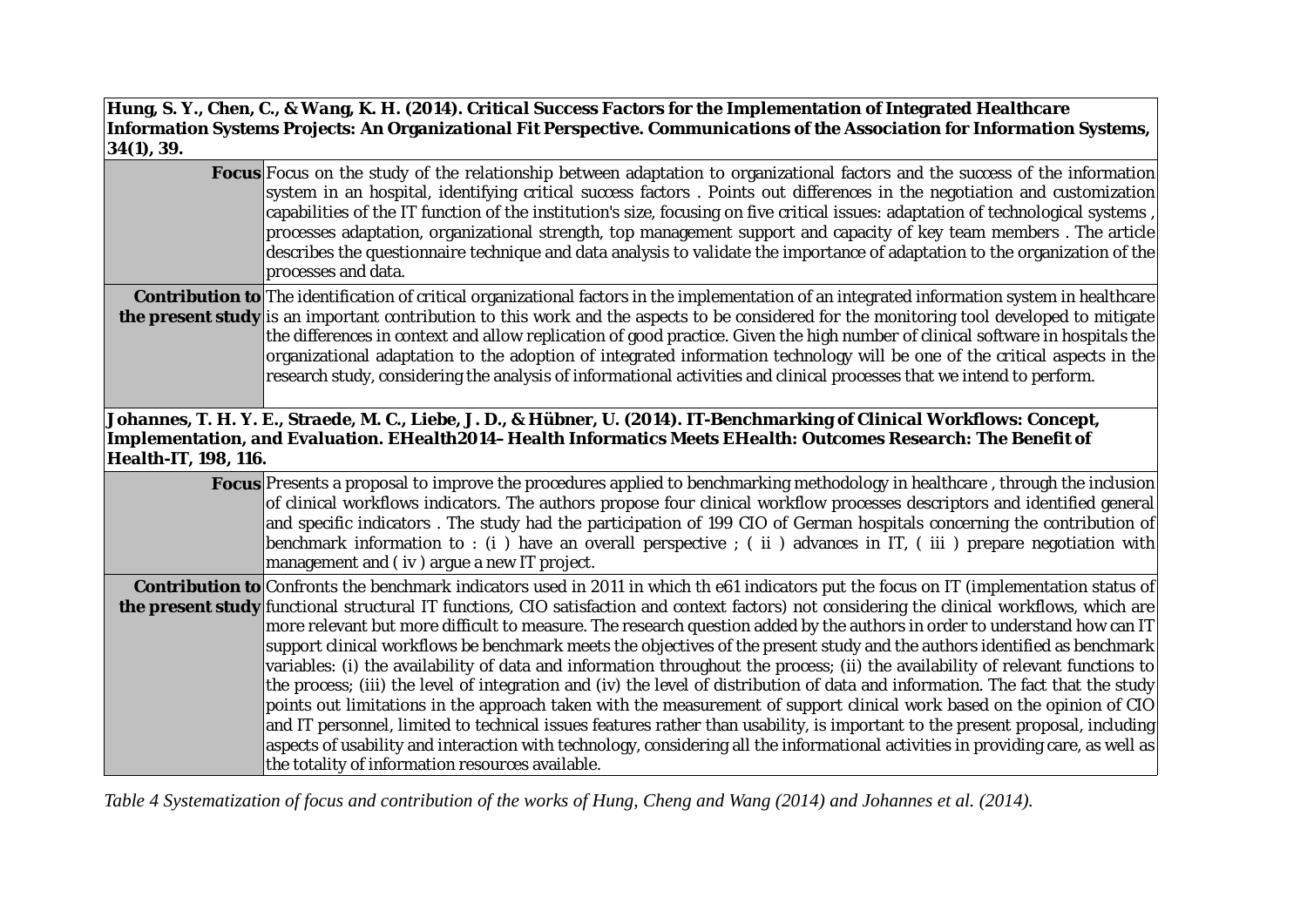| **Hung, S. Y., Chen, C., & Wang, K. H. (2014). Critical Success Factors for the Implementation of Integrated Healthcare Information Systems Projects: An Organizational Fit Perspective. Communications of the Association for Information Systems, 34(1), 39.** | |
|---|---|
| **Focus** | Focus on the study of the relationship between adaptation to organizational factors and the success of the information system in an hospital, identifying critical success factors . Points out differences in the negotiation and customization capabilities of the IT function of the institution's size, focusing on five critical issues: adaptation of technological systems , processes adaptation, organizational strength, top management support and capacity of key team members . The article describes the questionnaire technique and data analysis to validate the importance of adaptation to the organization of the processes and data. |
| **Contribution to the present study** | The identification of critical organizational factors in the implementation of an integrated information system in healthcare is an important contribution to this work and the aspects to be considered for the monitoring tool developed to mitigate the differences in context and allow replication of good practice. Given the high number of clinical software in hospitals the organizational adaptation to the adoption of integrated information technology will be one of the critical aspects in the research study, considering the analysis of informational activities and clinical processes that we intend to perform. |
| **Johannes, T. H. Y. E., Straede, M. C., Liebe, J. D., & Hübner, U. (2014). IT-Benchmarking of Clinical Workflows: Concept, Implementation, and Evaluation. EHealth2014– Health Informatics Meets EHealth: Outcomes Research: The Benefit of Health-IT, 198, 116.** | |
| **Focus** | Presents a proposal to improve the procedures applied to benchmarking methodology in healthcare , through the inclusion of clinical workflows indicators. The authors propose four clinical workflow processes descriptors and identified general and specific indicators . The study had the participation of 199 CIO of German hospitals concerning the contribution of benchmark information to : (i ) have an overall perspective ; ( ii ) advances in IT, ( iii ) prepare negotiation with management and ( iv ) argue a new IT project. |
| **Contribution to the present study** | Confronts the benchmark indicators used in 2011 in which th e61 indicators put the focus on IT (implementation status of functional structural IT functions, CIO satisfaction and context factors) not considering the clinical workflows, which are more relevant but more difficult to measure. The research question added by the authors in order to understand how can IT support clinical workflows be benchmark meets the objectives of the present study and the authors identified as benchmark variables: (i) the availability of data and information throughout the process; (ii) the availability of relevant functions to the process; (iii) the level of integration and (iv) the level of distribution of data and information. The fact that the study points out limitations in the approach taken with the measurement of support clinical work based on the opinion of CIO and IT personnel, limited to technical issues features rather than usability, is important to the present proposal, including aspects of usability and interaction with technology, considering all the informational activities in providing care, as well as the totality of information resources available. |

*Table 4 Systematization of focus and contribution of the works of Hung, Cheng and Wang (2014) and Johannes et al. (2014).*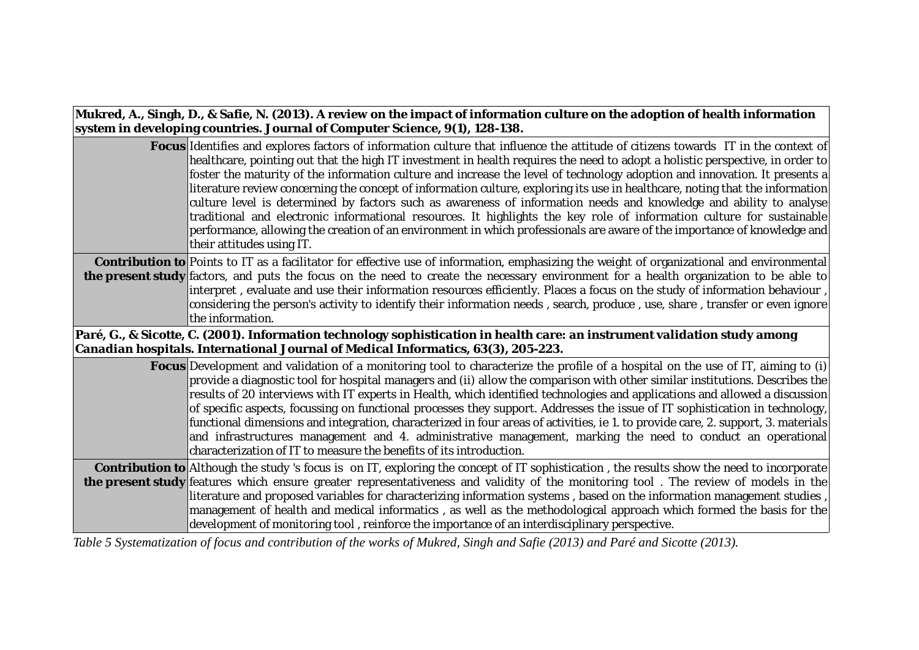| **Mukred, A., Singh, D., & Safie, N. (2013). A review on the impact of information culture on the adoption of health information system in developing countries. Journal of Computer Science, 9(1), 128-138.** | |
|---|---|
| **Focus** | Identifies and explores factors of information culture that influence the attitude of citizens towards IT in the context of healthcare, pointing out that the high IT investment in health requires the need to adopt a holistic perspective, in order to foster the maturity of the information culture and increase the level of technology adoption and innovation. It presents a literature review concerning the concept of information culture, exploring its use in healthcare, noting that the information culture level is determined by factors such as awareness of information needs and knowledge and ability to analyse traditional and electronic informational resources. It highlights the key role of information culture for sustainable performance, allowing the creation of an environment in which professionals are aware of the importance of knowledge and their attitudes using IT. |
| **Contribution to the present study** | Points to IT as a facilitator for effective use of information, emphasizing the weight of organizational and environmental factors, and puts the focus on the need to create the necessary environment for a health organization to be able to interpret , evaluate and use their information resources efficiently. Places a focus on the study of information behaviour , considering the person's activity to identify their information needs , search, produce , use, share , transfer or even ignore the information. |
| **Paré, G., & Sicotte, C. (2001). Information technology sophistication in health care: an instrument validation study among Canadian hospitals. International Journal of Medical Informatics, 63(3), 205-223.** | |
| **Focus** | Development and validation of a monitoring tool to characterize the profile of a hospital on the use of IT, aiming to (i) provide a diagnostic tool for hospital managers and (ii) allow the comparison with other similar institutions. Describes the results of 20 interviews with IT experts in Health, which identified technologies and applications and allowed a discussion of specific aspects, focussing on functional processes they support. Addresses the issue of IT sophistication in technology, functional dimensions and integration, characterized in four areas of activities, ie 1. to provide care, 2. support, 3. materials and infrastructures management and 4. administrative management, marking the need to conduct an operational characterization of IT to measure the benefits of its introduction. |
| **Contribution to the present study** | Although the study 's focus is on IT, exploring the concept of IT sophistication , the results show the need to incorporate features which ensure greater representativeness and validity of the monitoring tool . The review of models in the literature and proposed variables for characterizing information systems , based on the information management studies , management of health and medical informatics , as well as the methodological approach which formed the basis for the development of monitoring tool , reinforce the importance of an interdisciplinary perspective. |

*Table 5 Systematization of focus and contribution of the works of Mukred, Singh and Safie (2013) and Paré and Sicotte (2013).*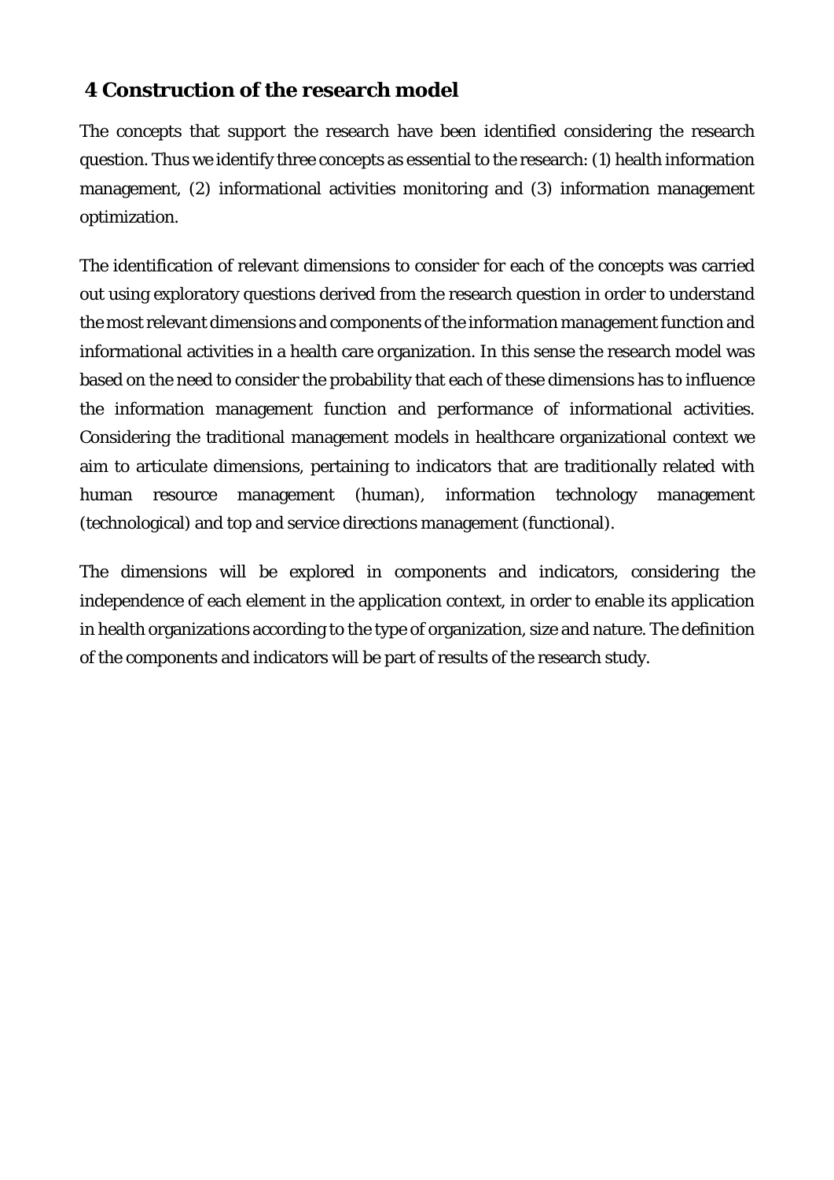## 4 Construction of the research model

The concepts that support the research have been identified considering the research question. Thus we identify three concepts as essential to the research: (1) health information management, (2) informational activities monitoring and (3) information management optimization.

The identification of relevant dimensions to consider for each of the concepts was carried out using exploratory questions derived from the research question in order to understand the most relevant dimensions and components of the information management function and informational activities in a health care organization. In this sense the research model was based on the need to consider the probability that each of these dimensions has to influence the information management function and performance of informational activities. Considering the traditional management models in healthcare organizational context we aim to articulate dimensions, pertaining to indicators that are traditionally related with human resource management (human), information technology management (technological) and top and service directions management (functional).

The dimensions will be explored in components and indicators, considering the independence of each element in the application context, in order to enable its application in health organizations according to the type of organization, size and nature. The definition of the components and indicators will be part of results of the research study.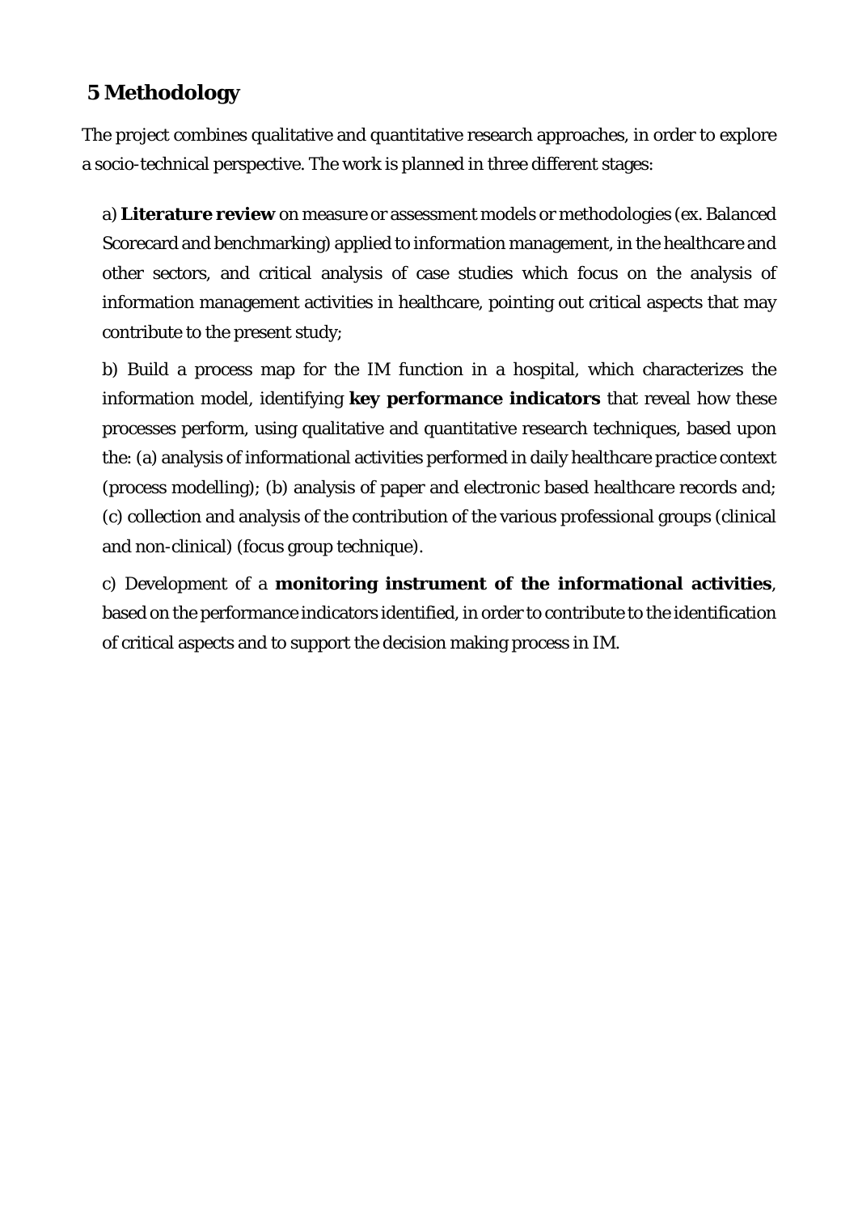## 5 Methodology

The project combines qualitative and quantitative research approaches, in order to explore a socio-technical perspective. The work is planned in three different stages:

a) **Literature review** on measure or assessment models or methodologies (ex. Balanced Scorecard and benchmarking) applied to information management, in the healthcare and other sectors, and critical analysis of case studies which focus on the analysis of information management activities in healthcare, pointing out critical aspects that may contribute to the present study;

b) Build a process map for the IM function in a hospital, which characterizes the information model, identifying **key performance indicators** that reveal how these processes perform, using qualitative and quantitative research techniques, based upon the: (a) analysis of informational activities performed in daily healthcare practice context (process modelling); (b) analysis of paper and electronic based healthcare records and; (c) collection and analysis of the contribution of the various professional groups (clinical and non-clinical) (focus group technique).

c) Development of a **monitoring instrument of the informational activities**, based on the performance indicators identified, in order to contribute to the identification of critical aspects and to support the decision making process in IM.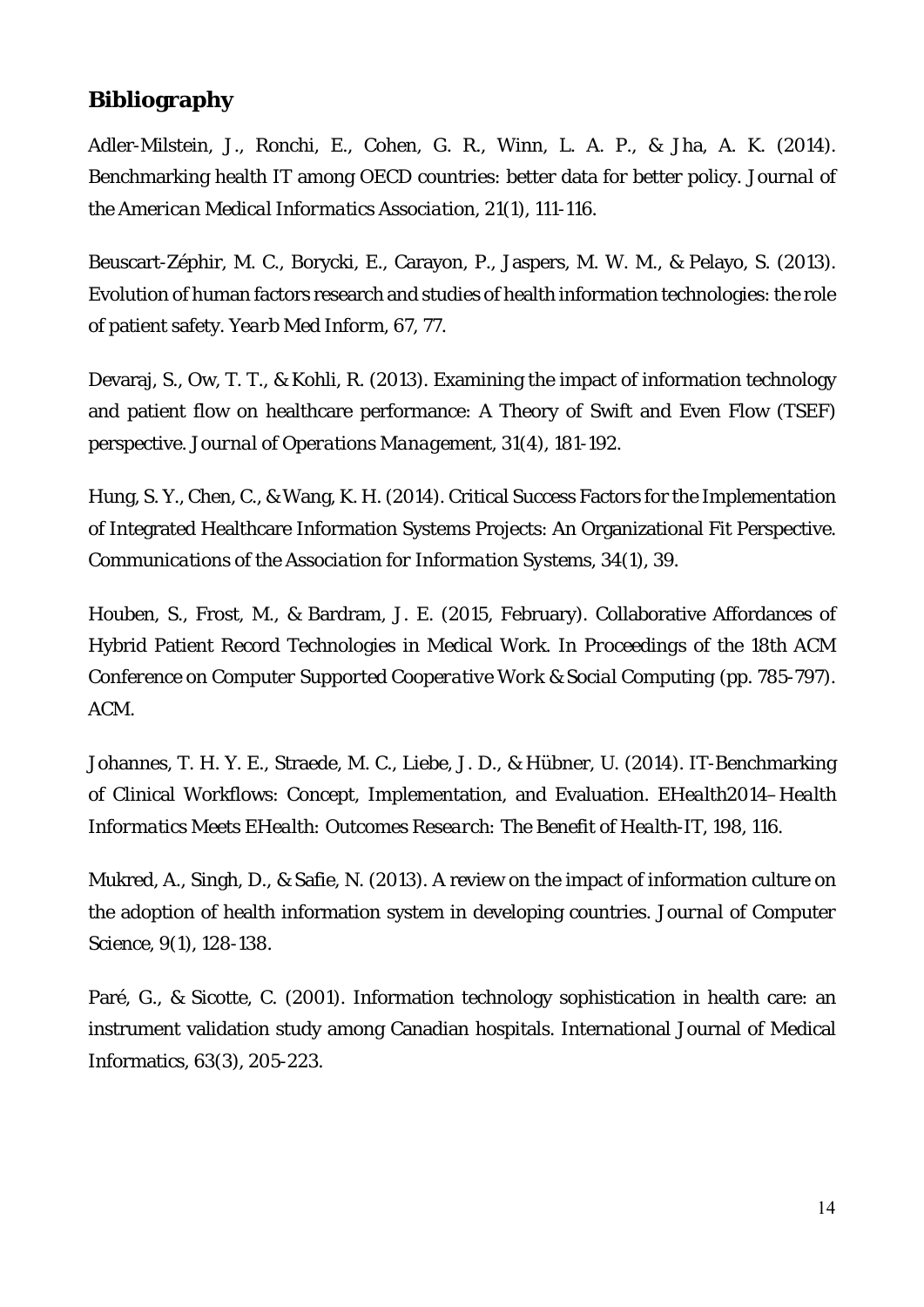## Bibliography

Adler-Milstein, J., Ronchi, E., Cohen, G. R., Winn, L. A. P., & Jha, A. K. (2014). Benchmarking health IT among OECD countries: better data for better policy. *Journal of the American Medical Informatics Association*, *21*(1), 111-116.

Beuscart-Zéphir, M. C., Borycki, E., Carayon, P., Jaspers, M. W. M., & Pelayo, S. (2013). Evolution of human factors research and studies of health information technologies: the role of patient safety. *Yearb Med Inform*, *67*, 77.

Devaraj, S., Ow, T. T., & Kohli, R. (2013). Examining the impact of information technology and patient flow on healthcare performance: A Theory of Swift and Even Flow (TSEF) perspective. *Journal of Operations Management*, *31*(4), 181-192.

Hung, S. Y., Chen, C., & Wang, K. H. (2014). Critical Success Factors for the Implementation of Integrated Healthcare Information Systems Projects: An Organizational Fit Perspective. *Communications of the Association for Information Systems*, *34*(1), 39.

Houben, S., Frost, M., & Bardram, J. E. (2015, February). Collaborative Affordances of Hybrid Patient Record Technologies in Medical Work. In *Proceedings of the 18th ACM Conference on Computer Supported Cooperative Work & Social Computing* (pp. 785-797). ACM.

Johannes, T. H. Y. E., Straede, M. C., Liebe, J. D., & Hübner, U. (2014). IT-Benchmarking of Clinical Workflows: Concept, Implementation, and Evaluation. *EHealth2014–Health Informatics Meets EHealth: Outcomes Research: The Benefit of Health-IT*, *198*, 116.

Mukred, A., Singh, D., & Safie, N. (2013). A review on the impact of information culture on the adoption of health information system in developing countries. *Journal of Computer Science*, *9*(1), 128-138.

Paré, G., & Sicotte, C. (2001). Information technology sophistication in health care: an instrument validation study among Canadian hospitals. International Journal of Medical Informatics, 63(3), 205-223.